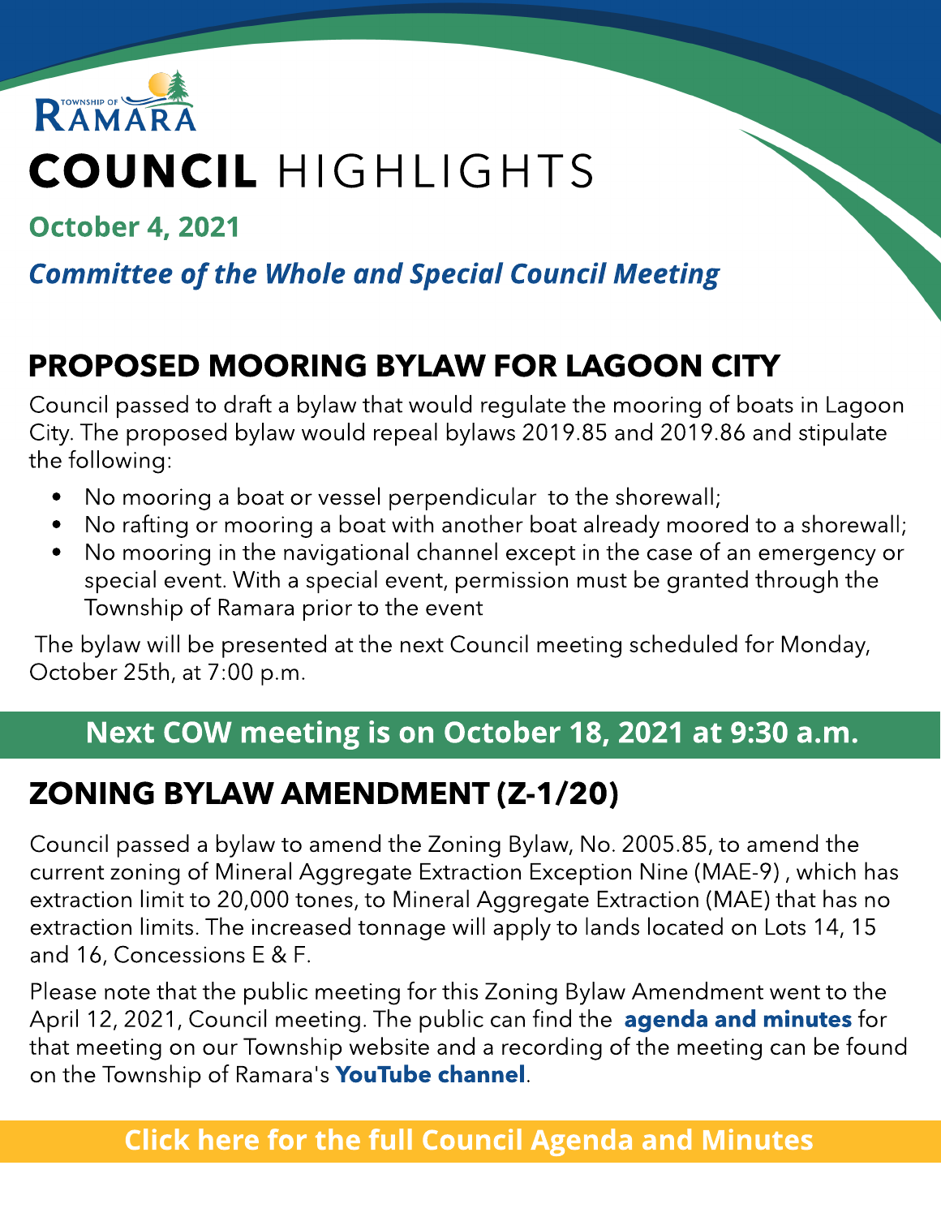TOWNSHIP OF RAMARA

# COUNCIL HIGHLIGHTS

**October 4, 2021**

***Committee of the Whole and Special Council Meeting***

## PROPOSED MOORING BYLAW FOR LAGOON CITY

Council passed to draft a bylaw that would regulate the mooring of boats in Lagoon City. The proposed bylaw would repeal bylaws 2019.85 and 2019.86 and stipulate the following:

- No mooring a boat or vessel perpendicular to the shorewall;
- No rafting or mooring a boat with another boat already moored to a shorewall;
- No mooring in the navigational channel except in the case of an emergency or special event. With a special event, permission must be granted through the Township of Ramara prior to the event

The bylaw will be presented at the next Council meeting scheduled for Monday, October 25th, at 7:00 p.m.

**Next COW meeting is on October 18, 2021 at 9:30 a.m.**

## ZONING BYLAW AMENDMENT (Z-1/20)

Council passed a bylaw to amend the Zoning Bylaw, No. 2005.85, to amend the current zoning of Mineral Aggregate Extraction Exception Nine (MAE-9) , which has extraction limit to 20,000 tones, to Mineral Aggregate Extraction (MAE) that has no extraction limits. The increased tonnage will apply to lands located on Lots 14, 15 and 16, Concessions E & F.

Please note that the public meeting for this Zoning Bylaw Amendment went to the April 12, 2021, Council meeting. The public can find the **agenda and minutes** for that meeting on our Township website and a recording of the meeting can be found on the Township of Ramara's **YouTube channel**.

**Click here for the full Council Agenda and Minutes**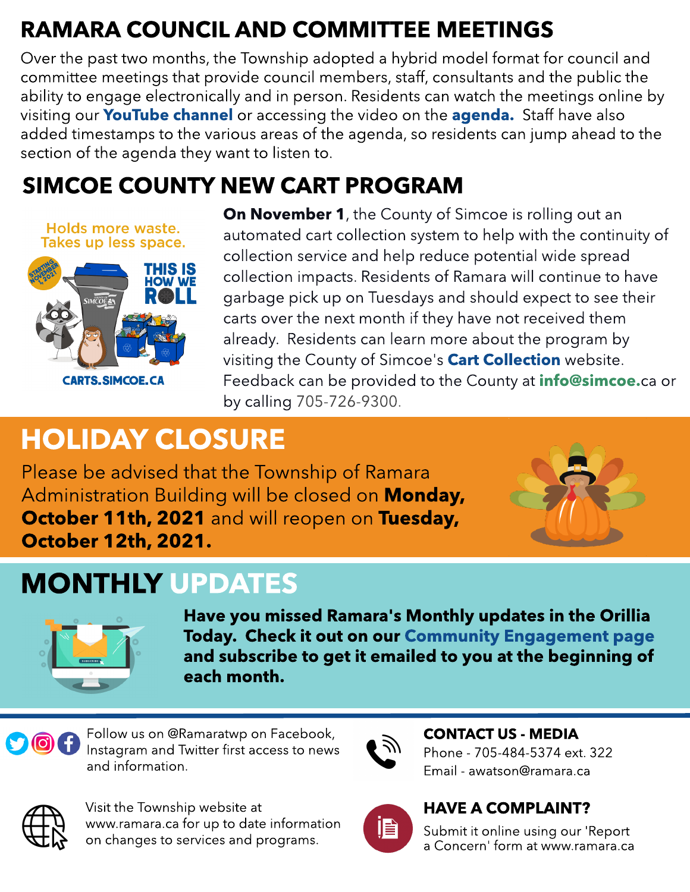# RAMARA COUNCIL AND COMMITTEE MEETINGS

Over the past two months, the Township adopted a hybrid model format for council and committee meetings that provide council members, staff, consultants and the public the ability to engage electronically and in person. Residents can watch the meetings online by visiting our **YouTube channel** or accessing the video on the **agenda.** Staff have also added timestamps to the various areas of the agenda, so residents can jump ahead to the section of the agenda they want to listen to.

# SIMCOE COUNTY NEW CART PROGRAM

Holds more waste. Takes up less space.

THIS IS HOW WE ROLL

CARTS.SIMCOE.CA

**On November 1**, the County of Simcoe is rolling out an automated cart collection system to help with the continuity of collection service and help reduce potential wide spread collection impacts. Residents of Ramara will continue to have garbage pick up on Tuesdays and should expect to see their carts over the next month if they have not received them already. Residents can learn more about the program by visiting the County of Simcoe's **Cart Collection** website. Feedback can be provided to the County at **info@simcoe.**ca or by calling 705-726-9300.

# HOLIDAY CLOSURE

Please be advised that the Township of Ramara Administration Building will be closed on **Monday, October 11th, 2021** and will reopen on **Tuesday, October 12th, 2021.**

# MONTHLY UPDATES

**Have you missed Ramara's Monthly updates in the Orillia Today. Check it out on our Community Engagement page and subscribe to get it emailed to you at the beginning of each month.**

Follow us on @Ramaratwp on Facebook, Instagram and Twitter first access to news and information.

**CONTACT US - MEDIA**
Phone - 705-484-5374 ext. 322
Email - awatson@ramara.ca

Visit the Township website at www.ramara.ca for up to date information on changes to services and programs.

**HAVE A COMPLAINT?**
Submit it online using our 'Report a Concern' form at www.ramara.ca